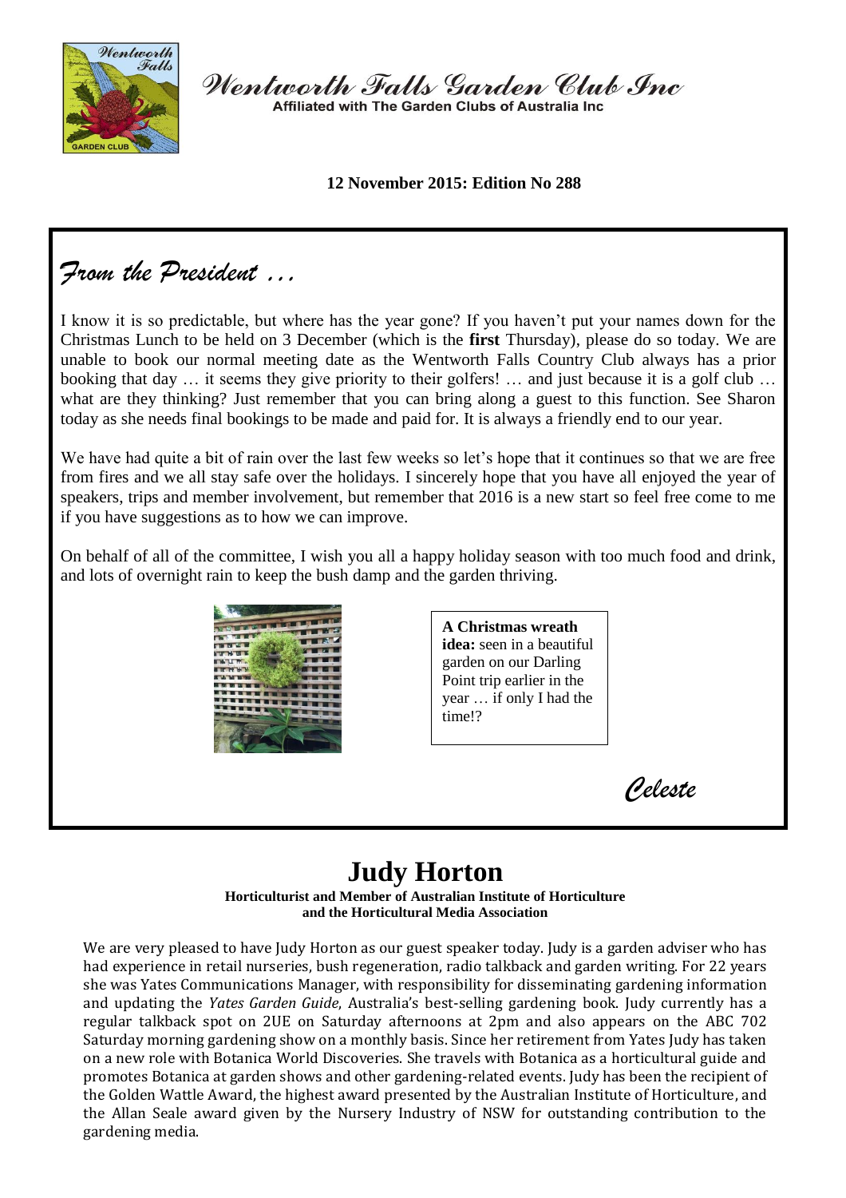# Wentworth Falls Garden Club Inc

Affiliated with The Garden Clubs of Australia Inc

**12 November 2015: Edition No 288**

## *From the President …*

I know it is so predictable, but where has the year gone? If you haven't put your names down for the Christmas Lunch to be held on 3 December (which is the **first** Thursday), please do so today. We are unable to book our normal meeting date as the Wentworth Falls Country Club always has a prior booking that day … it seems they give priority to their golfers! … and just because it is a golf club … what are they thinking? Just remember that you can bring along a guest to this function. See Sharon today as she needs final bookings to be made and paid for. It is always a friendly end to our year.

We have had quite a bit of rain over the last few weeks so let's hope that it continues so that we are free from fires and we all stay safe over the holidays. I sincerely hope that you have all enjoyed the year of speakers, trips and member involvement, but remember that 2016 is a new start so feel free come to me if you have suggestions as to how we can improve.

On behalf of all of the committee, I wish you all a happy holiday season with too much food and drink, and lots of overnight rain to keep the bush damp and the garden thriving.

**A Christmas wreath idea:** seen in a beautiful garden on our Darling Point trip earlier in the year … if only I had the time!?

*Celeste*

# Judy Horton

**Horticulturist and Member of Australian Institute of Horticulture and the Horticultural Media Association**

We are very pleased to have Judy Horton as our guest speaker today. Judy is a garden adviser who has had experience in retail nurseries, bush regeneration, radio talkback and garden writing. For 22 years she was Yates Communications Manager, with responsibility for disseminating gardening information and updating the *Yates Garden Guide*, Australia's best-selling gardening book. Judy currently has a regular talkback spot on 2UE on Saturday afternoons at 2pm and also appears on the ABC 702 Saturday morning gardening show on a monthly basis. Since her retirement from Yates Judy has taken on a new role with Botanica World Discoveries. She travels with Botanica as a horticultural guide and promotes Botanica at garden shows and other gardening-related events. Judy has been the recipient of the Golden Wattle Award, the highest award presented by the Australian Institute of Horticulture, and the Allan Seale award given by the Nursery Industry of NSW for outstanding contribution to the gardening media.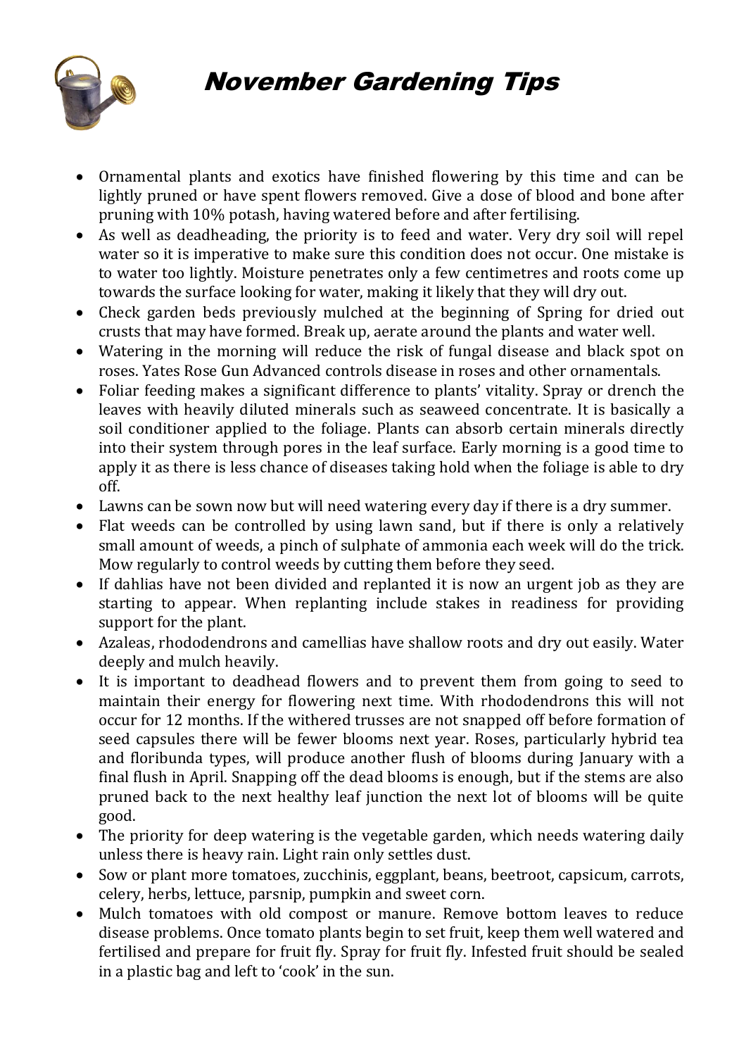# November Gardening Tips

- Ornamental plants and exotics have finished flowering by this time and can be lightly pruned or have spent flowers removed. Give a dose of blood and bone after pruning with 10% potash, having watered before and after fertilising.
- As well as deadheading, the priority is to feed and water. Very dry soil will repel water so it is imperative to make sure this condition does not occur. One mistake is to water too lightly. Moisture penetrates only a few centimetres and roots come up towards the surface looking for water, making it likely that they will dry out.
- Check garden beds previously mulched at the beginning of Spring for dried out crusts that may have formed. Break up, aerate around the plants and water well.
- Watering in the morning will reduce the risk of fungal disease and black spot on roses. Yates Rose Gun Advanced controls disease in roses and other ornamentals.
- Foliar feeding makes a significant difference to plants' vitality. Spray or drench the leaves with heavily diluted minerals such as seaweed concentrate. It is basically a soil conditioner applied to the foliage. Plants can absorb certain minerals directly into their system through pores in the leaf surface. Early morning is a good time to apply it as there is less chance of diseases taking hold when the foliage is able to dry off.
- Lawns can be sown now but will need watering every day if there is a dry summer.
- Flat weeds can be controlled by using lawn sand, but if there is only a relatively small amount of weeds, a pinch of sulphate of ammonia each week will do the trick. Mow regularly to control weeds by cutting them before they seed.
- If dahlias have not been divided and replanted it is now an urgent job as they are starting to appear. When replanting include stakes in readiness for providing support for the plant.
- Azaleas, rhododendrons and camellias have shallow roots and dry out easily. Water deeply and mulch heavily.
- It is important to deadhead flowers and to prevent them from going to seed to maintain their energy for flowering next time. With rhododendrons this will not occur for 12 months. If the withered trusses are not snapped off before formation of seed capsules there will be fewer blooms next year. Roses, particularly hybrid tea and floribunda types, will produce another flush of blooms during January with a final flush in April. Snapping off the dead blooms is enough, but if the stems are also pruned back to the next healthy leaf junction the next lot of blooms will be quite good.
- The priority for deep watering is the vegetable garden, which needs watering daily unless there is heavy rain. Light rain only settles dust.
- Sow or plant more tomatoes, zucchinis, eggplant, beans, beetroot, capsicum, carrots, celery, herbs, lettuce, parsnip, pumpkin and sweet corn.
- Mulch tomatoes with old compost or manure. Remove bottom leaves to reduce disease problems. Once tomato plants begin to set fruit, keep them well watered and fertilised and prepare for fruit fly. Spray for fruit fly. Infested fruit should be sealed in a plastic bag and left to 'cook' in the sun.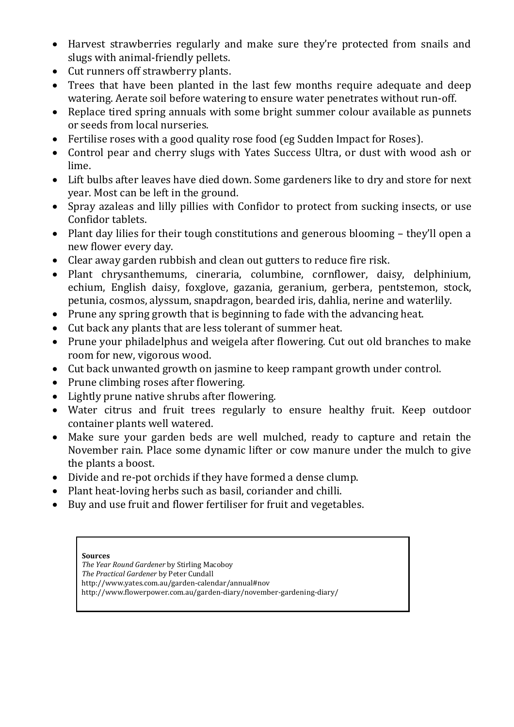- Harvest strawberries regularly and make sure they're protected from snails and slugs with animal-friendly pellets.
- Cut runners off strawberry plants.
- Trees that have been planted in the last few months require adequate and deep watering. Aerate soil before watering to ensure water penetrates without run-off.
- Replace tired spring annuals with some bright summer colour available as punnets or seeds from local nurseries.
- Fertilise roses with a good quality rose food (eg Sudden Impact for Roses).
- Control pear and cherry slugs with Yates Success Ultra, or dust with wood ash or lime.
- Lift bulbs after leaves have died down. Some gardeners like to dry and store for next year. Most can be left in the ground.
- Spray azaleas and lilly pillies with Confidor to protect from sucking insects, or use Confidor tablets.
- Plant day lilies for their tough constitutions and generous blooming – they'll open a new flower every day.
- Clear away garden rubbish and clean out gutters to reduce fire risk.
- Plant chrysanthemums, cineraria, columbine, cornflower, daisy, delphinium, echium, English daisy, foxglove, gazania, geranium, gerbera, pentstemon, stock, petunia, cosmos, alyssum, snapdragon, bearded iris, dahlia, nerine and waterlily.
- Prune any spring growth that is beginning to fade with the advancing heat.
- Cut back any plants that are less tolerant of summer heat.
- Prune your philadelphus and weigela after flowering. Cut out old branches to make room for new, vigorous wood.
- Cut back unwanted growth on jasmine to keep rampant growth under control.
- Prune climbing roses after flowering.
- Lightly prune native shrubs after flowering.
- Water citrus and fruit trees regularly to ensure healthy fruit. Keep outdoor container plants well watered.
- Make sure your garden beds are well mulched, ready to capture and retain the November rain. Place some dynamic lifter or cow manure under the mulch to give the plants a boost.
- Divide and re-pot orchids if they have formed a dense clump.
- Plant heat-loving herbs such as basil, coriander and chilli.
- Buy and use fruit and flower fertiliser for fruit and vegetables.

**Sources**
*The Year Round Gardener* by Stirling Macoboy
*The Practical Gardener* by Peter Cundall
http://www.yates.com.au/garden-calendar/annual#nov
http://www.flowerpower.com.au/garden-diary/november-gardening-diary/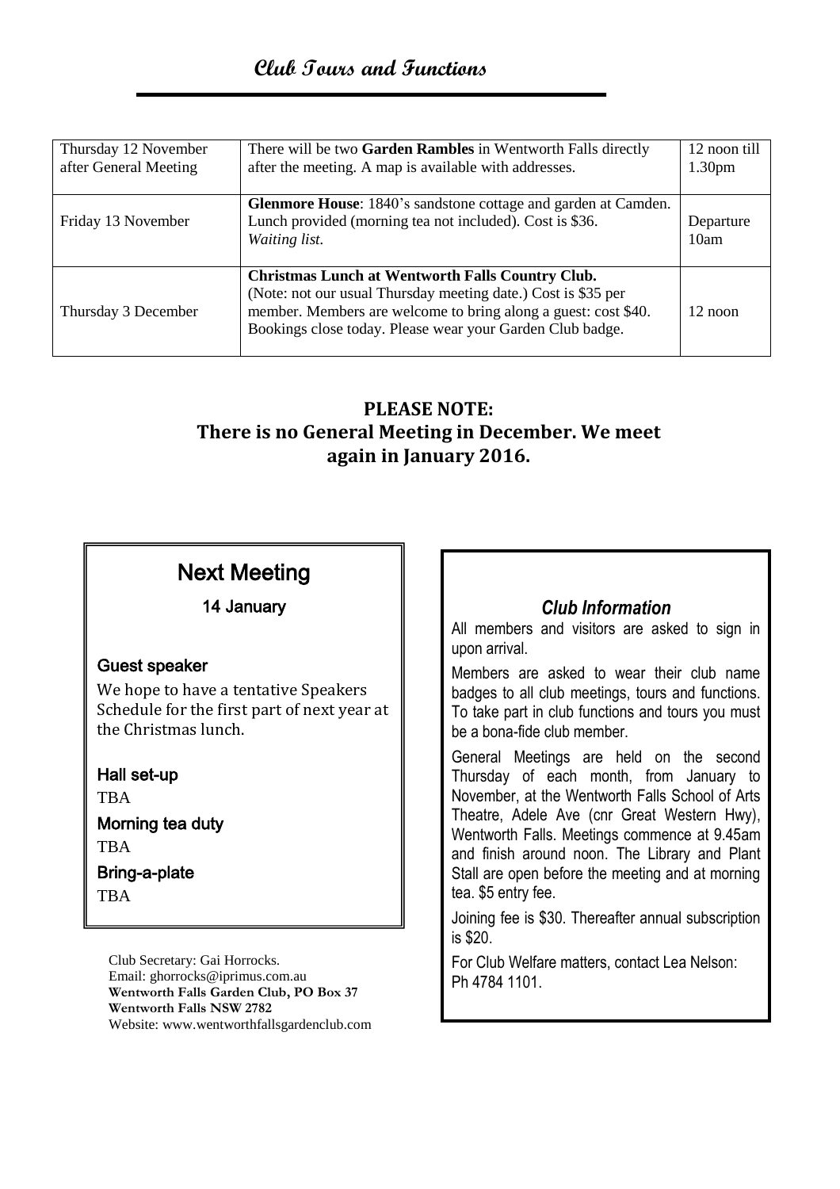# Club Tours and Functions

| | | |
|---|---|---|
| Thursday 12 November after General Meeting | There will be two **Garden Rambles** in Wentworth Falls directly after the meeting. A map is available with addresses. | 12 noon till 1.30pm |
| Friday 13 November | **Glenmore House**: 1840's sandstone cottage and garden at Camden. Lunch provided (morning tea not included). Cost is $36. *Waiting list.* | Departure 10am |
| Thursday 3 December | **Christmas Lunch at Wentworth Falls Country Club.** (Note: not our usual Thursday meeting date.) Cost is $35 per member. Members are welcome to bring along a guest: cost $40. Bookings close today. Please wear your Garden Club badge. | 12 noon |

**PLEASE NOTE:**
**There is no General Meeting in December. We meet again in January 2016.**

## Next Meeting

### 14 January

### Guest speaker

We hope to have a tentative Speakers Schedule for the first part of next year at the Christmas lunch.

### Hall set-up

TBA

### Morning tea duty

TBA

### Bring-a-plate

TBA

Club Secretary: Gai Horrocks.
Email: ghorrocks@iprimus.com.au
**Wentworth Falls Garden Club, PO Box 37**
**Wentworth Falls NSW 2782**
Website: www.wentworthfallsgardenclub.com

## *Club Information*

All members and visitors are asked to sign in upon arrival.

Members are asked to wear their club name badges to all club meetings, tours and functions. To take part in club functions and tours you must be a bona-fide club member.

General Meetings are held on the second Thursday of each month, from January to November, at the Wentworth Falls School of Arts Theatre, Adele Ave (cnr Great Western Hwy), Wentworth Falls. Meetings commence at 9.45am and finish around noon. The Library and Plant Stall are open before the meeting and at morning tea. $5 entry fee.

Joining fee is $30. Thereafter annual subscription is $20.

For Club Welfare matters, contact Lea Nelson: Ph 4784 1101.